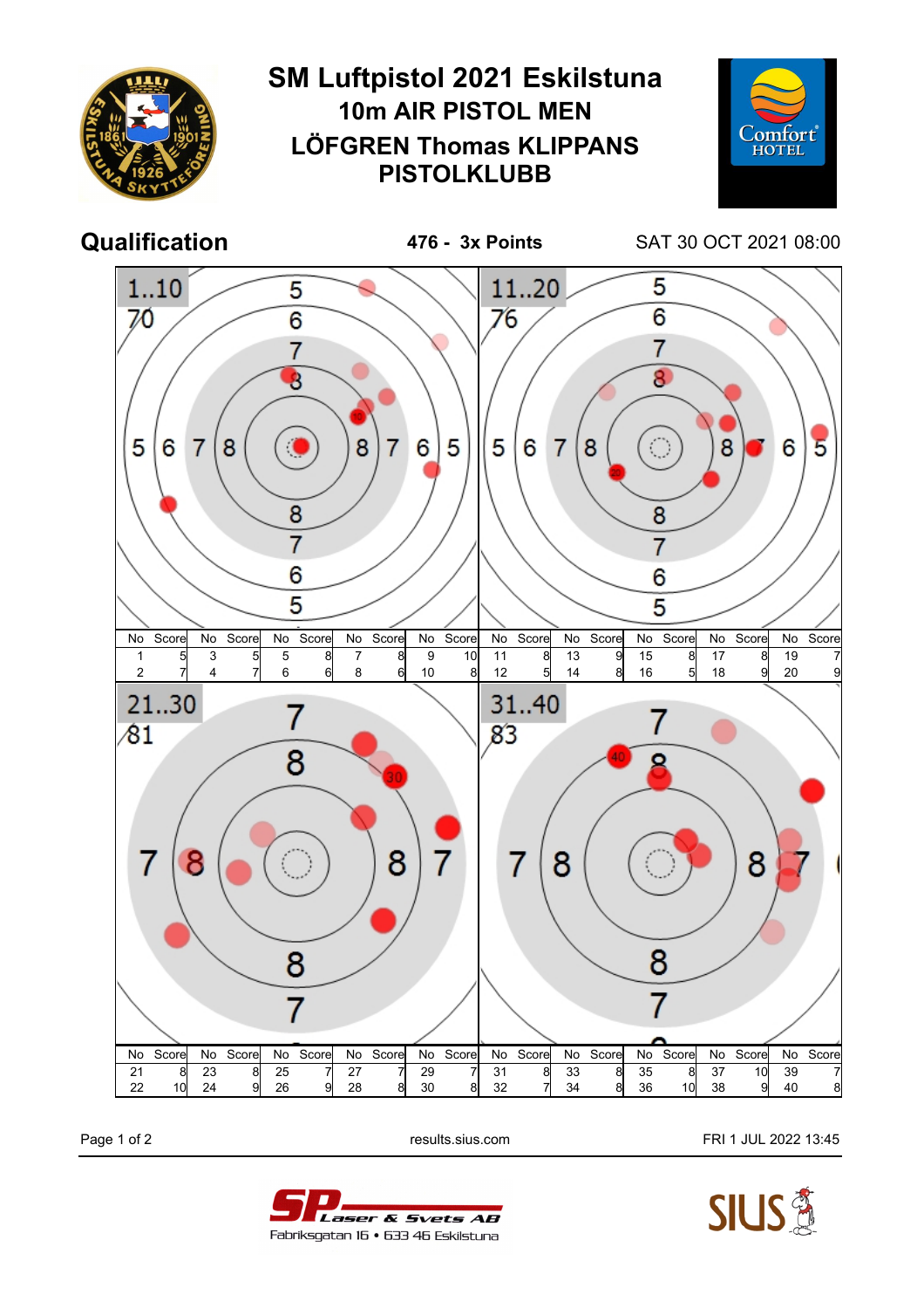# SM Luftpistol 2021 Eskilstuna

## 10m AIR PISTOL MEN

## LÖFGREN Thomas KLIPPANS PISTOLKLUBB

**Qualification** **476 - 3x Points** SAT 30 OCT 2021 08:00

**1..10** — 70

| No | Score | No | Score | No | Score | No | Score | No | Score |
|---|---|---|---|---|---|---|---|---|---|
| 1 | 5 | 3 | 5 | 5 | 8 | 7 | 8 | 9 | 10 |
| 2 | 7 | 4 | 7 | 6 | 6 | 8 | 6 | 10 | 8 |

**11..20** — 76

| No | Score | No | Score | No | Score | No | Score | No | Score |
|---|---|---|---|---|---|---|---|---|---|
| 11 | 8 | 13 | 9 | 15 | 8 | 17 | 8 | 19 | 7 |
| 12 | 5 | 14 | 8 | 16 | 5 | 18 | 9 | 20 | 9 |

**21..30** — 81

| No | Score | No | Score | No | Score | No | Score | No | Score |
|---|---|---|---|---|---|---|---|---|---|
| 21 | 8 | 23 | 8 | 25 | 7 | 27 | 7 | 29 | 7 |
| 22 | 10 | 24 | 9 | 26 | 9 | 28 | 8 | 30 | 8 |

**31..40** — 83

| No | Score | No | Score | No | Score | No | Score | No | Score |
|---|---|---|---|---|---|---|---|---|---|
| 31 | 8 | 33 | 8 | 35 | 8 | 37 | 10 | 39 | 7 |
| 32 | 7 | 34 | 8 | 36 | 10 | 38 | 9 | 40 | 8 |

results.sius.com FRI 1 JUL 2022 13:45

SP Laser & Svets AB
Fabriksgatan 16 • 633 46 Eskilstuna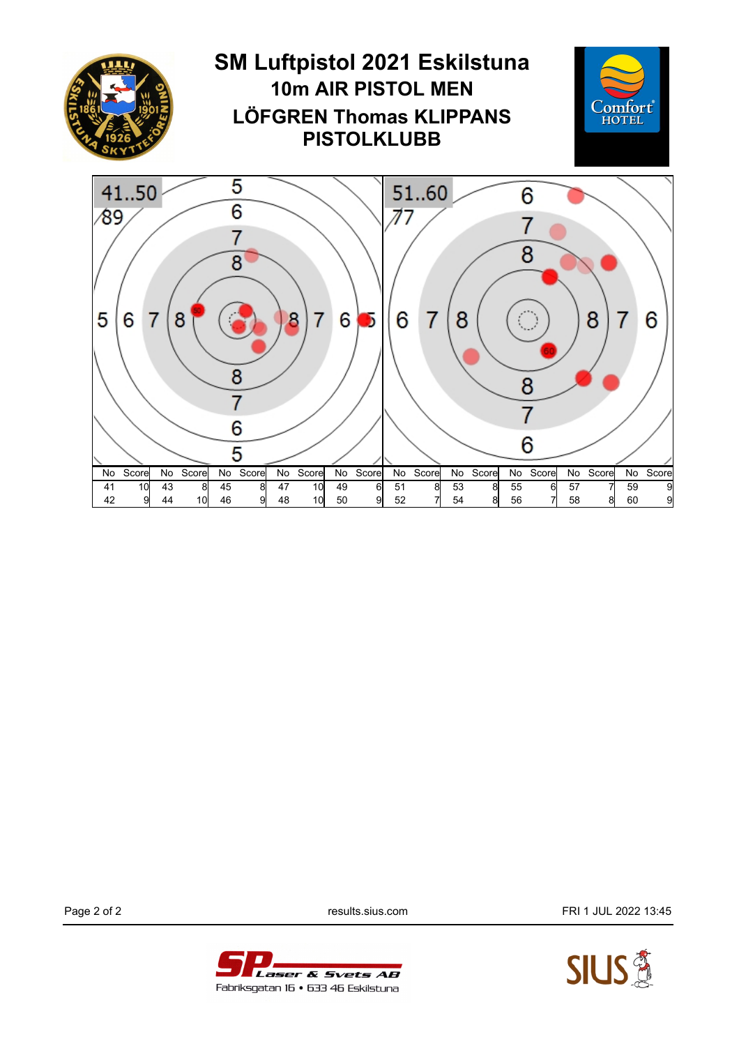# SM Luftpistol 2021 Eskilstuna

## 10m AIR PISTOL MEN

## LÖFGREN Thomas KLIPPANS PISTOLKLUBB

41..50
89

51..60
77

| No | Score | No | Score | No | Score | No | Score | No | Score | No | Score | No | Score | No | Score | No | Score | No | Score |
|---|---|---|---|---|---|---|---|---|---|---|---|---|---|---|---|---|---|---|---|
| 41 | 10 | 43 | 8 | 45 | 8 | 47 | 10 | 49 | 6 | 51 | 8 | 53 | 8 | 55 | 6 | 57 | 7 | 59 | 9 |
| 42 | 9 | 44 | 10 | 46 | 9 | 48 | 10 | 50 | 9 | 52 | 7 | 54 | 8 | 56 | 7 | 58 | 8 | 60 | 9 |

results.sius.com

FRI 1 JUL 2022 13:45

SP Laser & Svets AB
Fabriksgatan 16 • 633 46 Eskilstuna